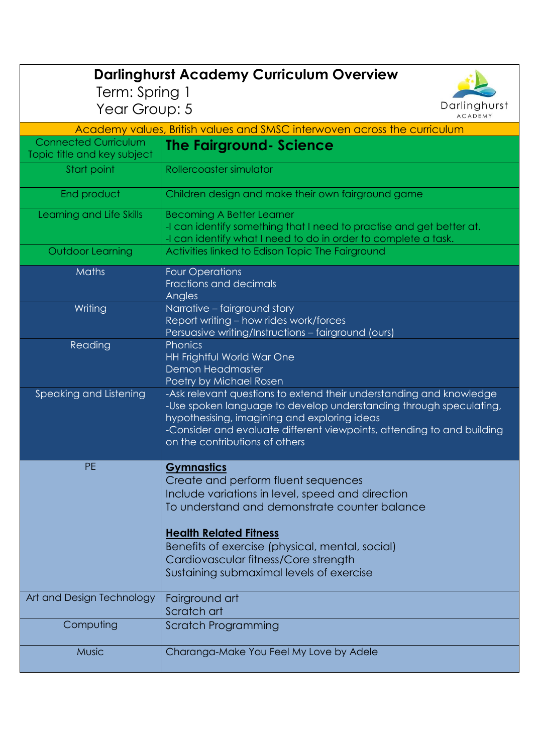# Darlinghurst Academy Curriculum Overview

Term: Spring 1

Year Group: 5

| Academy values, British values and SMSC interwoven across the curriculum | |
|---|---|
| Connected Curriculum Topic title and key subject | **The Fairground- Science** |
| Start point | Rollercoaster simulator |
| End product | Children design and make their own fairground game |
| Learning and Life Skills | Becoming A Better Learner<br>-I can identify something that I need to practise and get better at.<br>-I can identify what I need to do in order to complete a task. |
| Outdoor Learning | Activities linked to Edison Topic The Fairground |
| Maths | Four Operations<br>Fractions and decimals<br>Angles |
| Writing | Narrative – fairground story<br>Report writing – how rides work/forces<br>Persuasive writing/Instructions – fairground (ours) |
| Reading | Phonics<br>HH Frightful World War One<br>Demon Headmaster<br>Poetry by Michael Rosen |
| Speaking and Listening | -Ask relevant questions to extend their understanding and knowledge<br>-Use spoken language to develop understanding through speculating, hypothesising, imagining and exploring ideas<br>-Consider and evaluate different viewpoints, attending to and building on the contributions of others |
| PE | **Gymnastics**<br>Create and perform fluent sequences<br>Include variations in level, speed and direction<br>To understand and demonstrate counter balance<br><br>**Health Related Fitness**<br>Benefits of exercise (physical, mental, social)<br>Cardiovascular fitness/Core strength<br>Sustaining submaximal levels of exercise |
| Art and Design Technology | Fairground art<br>Scratch art |
| Computing | Scratch Programming |
| Music | Charanga-Make You Feel My Love by Adele |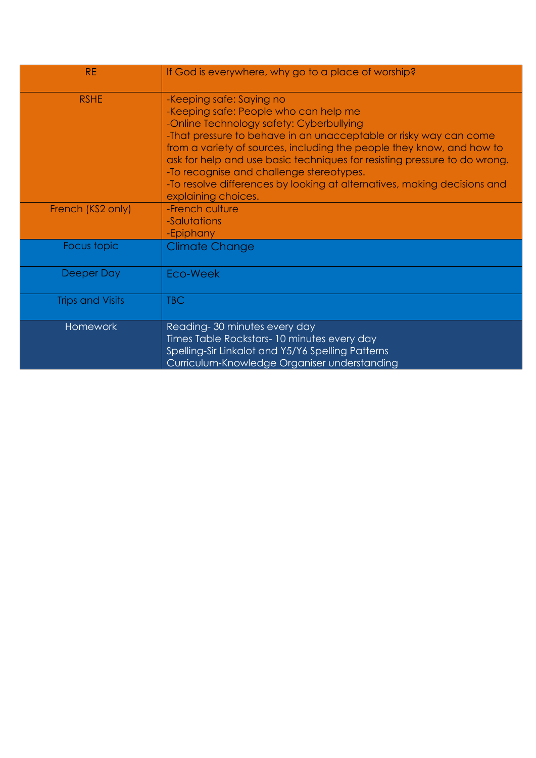| | |
|---|---|
| RE | If God is everywhere, why go to a place of worship? |
| RSHE | -Keeping safe: Saying no<br>-Keeping safe: People who can help me<br>-Online Technology safety: Cyberbullying<br>-That pressure to behave in an unacceptable or risky way can come from a variety of sources, including the people they know, and how to ask for help and use basic techniques for resisting pressure to do wrong.<br>-To recognise and challenge stereotypes.<br>-To resolve differences by looking at alternatives, making decisions and explaining choices. |
| French (KS2 only) | -French culture<br>-Salutations<br>-Epiphany |
| Focus topic | Climate Change |
| Deeper Day | Eco-Week |
| Trips and Visits | TBC |
| Homework | Reading- 30 minutes every day<br>Times Table Rockstars- 10 minutes every day<br>Spelling-Sir Linkalot and Y5/Y6 Spelling Patterns<br>Curriculum-Knowledge Organiser understanding |